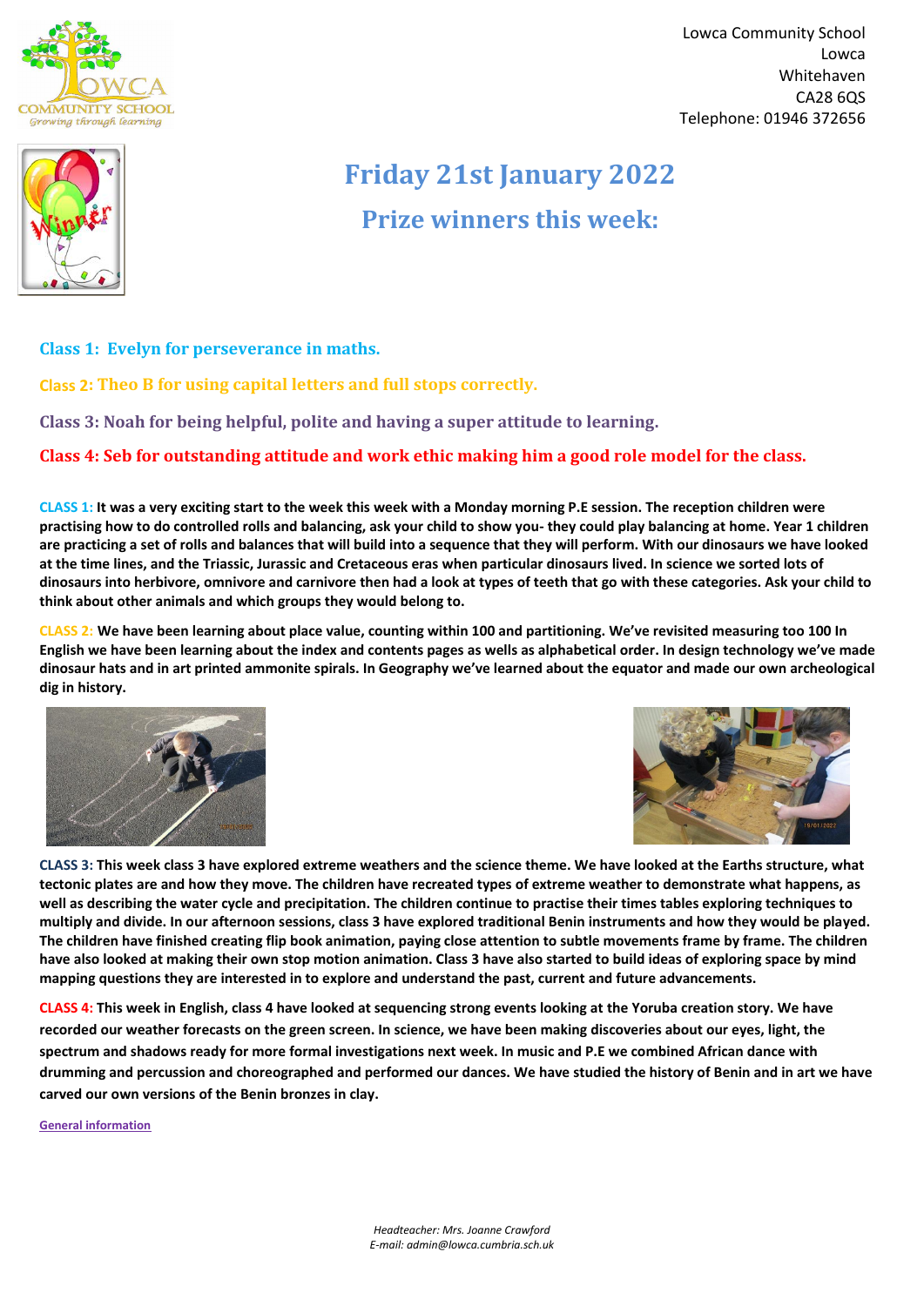Lowca Community School
Lowca
Whitehaven
CA28 6QS
Telephone: 01946 372656

# Friday 21st January 2022

## Prize winners this week:

**Class 1: Evelyn for perseverance in maths.**

**Class 2: Theo B for using capital letters and full stops correctly.**

**Class 3: Noah for being helpful, polite and having a super attitude to learning.**

**Class 4: Seb for outstanding attitude and work ethic making him a good role model for the class.**

**CLASS 1: It was a very exciting start to the week this week with a Monday morning P.E session. The reception children were practising how to do controlled rolls and balancing, ask your child to show you- they could play balancing at home. Year 1 children are practicing a set of rolls and balances that will build into a sequence that they will perform. With our dinosaurs we have looked at the time lines, and the Triassic, Jurassic and Cretaceous eras when particular dinosaurs lived. In science we sorted lots of dinosaurs into herbivore, omnivore and carnivore then had a look at types of teeth that go with these categories. Ask your child to think about other animals and which groups they would belong to.**

**CLASS 2: We have been learning about place value, counting within 100 and partitioning. We've revisited measuring too 100 In English we have been learning about the index and contents pages as wells as alphabetical order. In design technology we've made dinosaur hats and in art printed ammonite spirals. In Geography we've learned about the equator and made our own archeological dig in history.**

**CLASS 3: This week class 3 have explored extreme weathers and the science theme. We have looked at the Earths structure, what tectonic plates are and how they move. The children have recreated types of extreme weather to demonstrate what happens, as well as describing the water cycle and precipitation. The children continue to practise their times tables exploring techniques to multiply and divide. In our afternoon sessions, class 3 have explored traditional Benin instruments and how they would be played. The children have finished creating flip book animation, paying close attention to subtle movements frame by frame. The children have also looked at making their own stop motion animation. Class 3 have also started to build ideas of exploring space by mind mapping questions they are interested in to explore and understand the past, current and future advancements.**

**CLASS 4: This week in English, class 4 have looked at sequencing strong events looking at the Yoruba creation story. We have recorded our weather forecasts on the green screen. In science, we have been making discoveries about our eyes, light, the spectrum and shadows ready for more formal investigations next week. In music and P.E we combined African dance with drumming and percussion and choreographed and performed our dances. We have studied the history of Benin and in art we have carved our own versions of the Benin bronzes in clay.**

**General information**

*Headteacher: Mrs. Joanne Crawford*
*E-mail: admin@lowca.cumbria.sch.uk*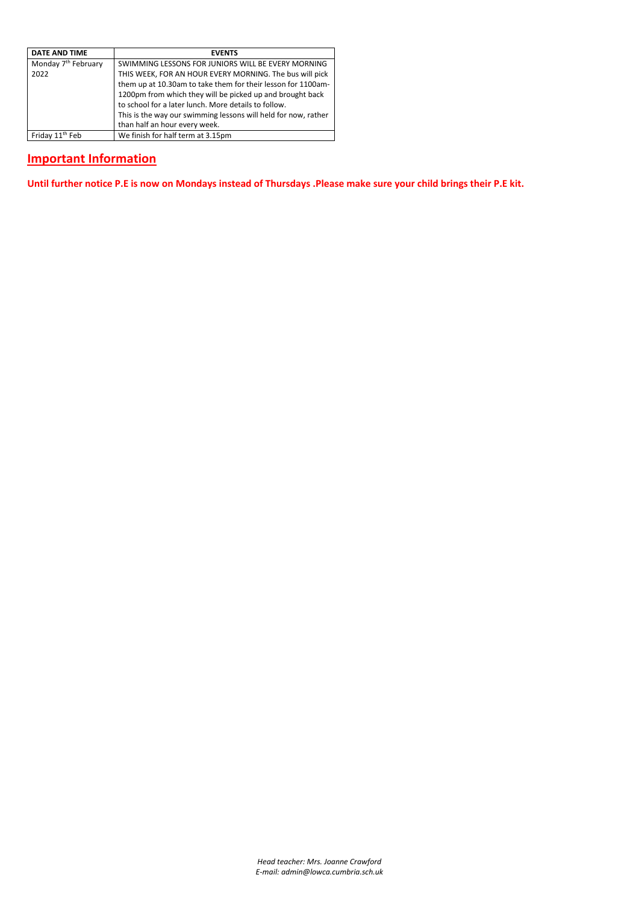| DATE AND TIME | EVENTS |
|---|---|
| Monday 7th February 2022 | SWIMMING LESSONS FOR JUNIORS WILL BE EVERY MORNING THIS WEEK, FOR AN HOUR EVERY MORNING. The bus will pick them up at 10.30am to take them for their lesson for 1100am-1200pm from which they will be picked up and brought back to school for a later lunch. More details to follow. This is the way our swimming lessons will held for now, rather than half an hour every week. |
| Friday 11th Feb | We finish for half term at 3.15pm |

## Important Information

**Until further notice P.E is now on Mondays instead of Thursdays .Please make sure your child brings their P.E kit.**

*Head teacher: Mrs. Joanne Crawford*
*E-mail: admin@lowca.cumbria.sch.uk*